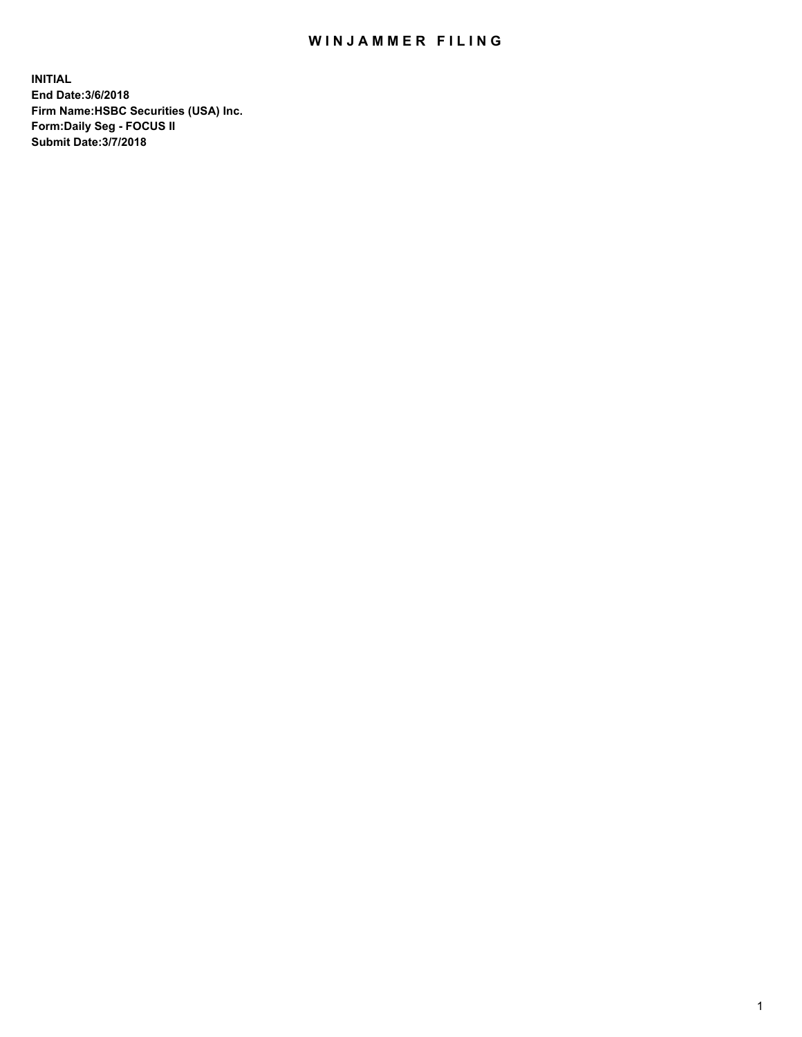# WINJAMMER FILING

**INITIAL**
**End Date:3/6/2018**
**Firm Name:HSBC Securities (USA) Inc.**
**Form:Daily Seg - FOCUS II**
**Submit Date:3/7/2018**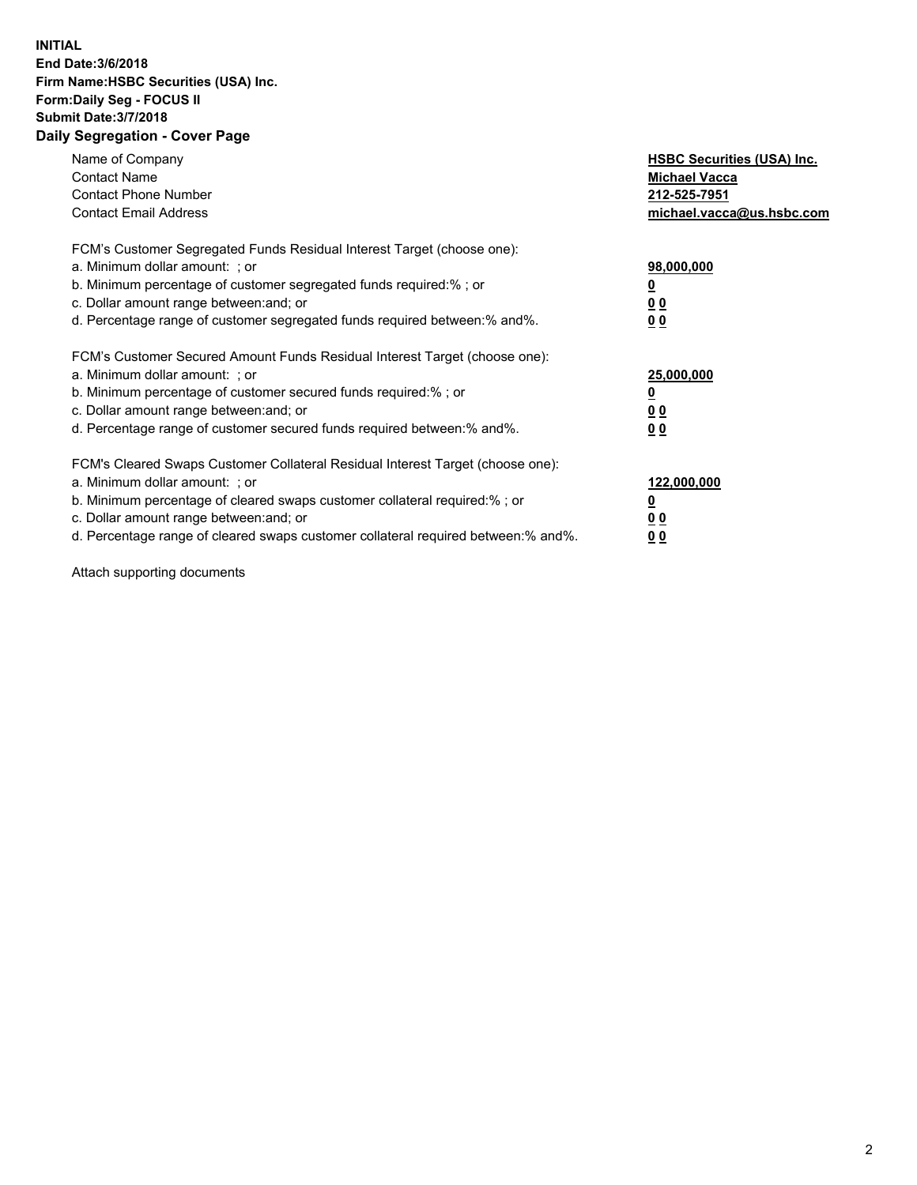**INITIAL**
**End Date:3/6/2018**
**Firm Name:HSBC Securities (USA) Inc.**
**Form:Daily Seg - FOCUS II**
**Submit Date:3/7/2018**

## Daily Segregation - Cover Page

| | |
|---|---|
| Name of Company | **HSBC Securities (USA) Inc.** |
| Contact Name | **Michael Vacca** |
| Contact Phone Number | **212-525-7951** |
| Contact Email Address | **michael.vacca@us.hsbc.com** |

| | |
|---|---|
| FCM's Customer Segregated Funds Residual Interest Target (choose one): | |
| a. Minimum dollar amount: ; or | **98,000,000** |
| b. Minimum percentage of customer segregated funds required:% ; or | **0** |
| c. Dollar amount range between:and; or | **0 0** |
| d. Percentage range of customer segregated funds required between:% and%. | **0 0** |
| FCM's Customer Secured Amount Funds Residual Interest Target (choose one): | |
| a. Minimum dollar amount: ; or | **25,000,000** |
| b. Minimum percentage of customer secured funds required:% ; or | **0** |
| c. Dollar amount range between:and; or | **0 0** |
| d. Percentage range of customer secured funds required between:% and%. | **0 0** |
| FCM's Cleared Swaps Customer Collateral Residual Interest Target (choose one): | |
| a. Minimum dollar amount: ; or | **122,000,000** |
| b. Minimum percentage of cleared swaps customer collateral required:% ; or | **0** |
| c. Dollar amount range between:and; or | **0 0** |
| d. Percentage range of cleared swaps customer collateral required between:% and%. | **0 0** |

Attach supporting documents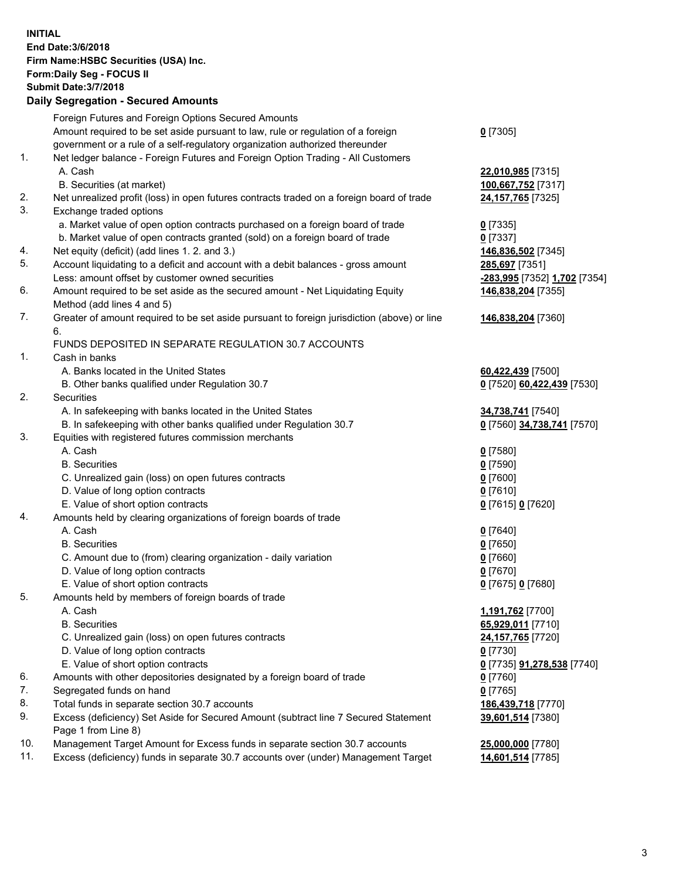**INITIAL**
**End Date:3/6/2018**
**Firm Name:HSBC Securities (USA) Inc.**
**Form:Daily Seg - FOCUS II**
**Submit Date:3/7/2018**
**Daily Segregation - Secured Amounts**

| | | |
|---|---|---|
| | Foreign Futures and Foreign Options Secured Amounts | |
| | Amount required to be set aside pursuant to law, rule or regulation of a foreign government or a rule of a self-regulatory organization authorized thereunder | **0** [7305] |
| 1. | Net ledger balance - Foreign Futures and Foreign Option Trading - All Customers | |
| | A. Cash | **22,010,985** [7315] |
| | B. Securities (at market) | **100,667,752** [7317] |
| 2. | Net unrealized profit (loss) in open futures contracts traded on a foreign board of trade | **24,157,765** [7325] |
| 3. | Exchange traded options | |
| | a. Market value of open option contracts purchased on a foreign board of trade | **0** [7335] |
| | b. Market value of open contracts granted (sold) on a foreign board of trade | **0** [7337] |
| 4. | Net equity (deficit) (add lines 1. 2. and 3.) | **146,836,502** [7345] |
| 5. | Account liquidating to a deficit and account with a debit balances - gross amount | **285,697** [7351] |
| | Less: amount offset by customer owned securities | **-283,995** [7352] **1,702** [7354] |
| 6. | Amount required to be set aside as the secured amount - Net Liquidating Equity Method (add lines 4 and 5) | **146,838,204** [7355] |
| 7. | Greater of amount required to be set aside pursuant to foreign jurisdiction (above) or line 6. | **146,838,204** [7360] |
| | FUNDS DEPOSITED IN SEPARATE REGULATION 30.7 ACCOUNTS | |
| 1. | Cash in banks | |
| | A. Banks located in the United States | **60,422,439** [7500] |
| | B. Other banks qualified under Regulation 30.7 | **0** [7520] **60,422,439** [7530] |
| 2. | Securities | |
| | A. In safekeeping with banks located in the United States | **34,738,741** [7540] |
| | B. In safekeeping with other banks qualified under Regulation 30.7 | **0** [7560] **34,738,741** [7570] |
| 3. | Equities with registered futures commission merchants | |
| | A. Cash | **0** [7580] |
| | B. Securities | **0** [7590] |
| | C. Unrealized gain (loss) on open futures contracts | **0** [7600] |
| | D. Value of long option contracts | **0** [7610] |
| | E. Value of short option contracts | **0** [7615] **0** [7620] |
| 4. | Amounts held by clearing organizations of foreign boards of trade | |
| | A. Cash | **0** [7640] |
| | B. Securities | **0** [7650] |
| | C. Amount due to (from) clearing organization - daily variation | **0** [7660] |
| | D. Value of long option contracts | **0** [7670] |
| | E. Value of short option contracts | **0** [7675] **0** [7680] |
| 5. | Amounts held by members of foreign boards of trade | |
| | A. Cash | **1,191,762** [7700] |
| | B. Securities | **65,929,011** [7710] |
| | C. Unrealized gain (loss) on open futures contracts | **24,157,765** [7720] |
| | D. Value of long option contracts | **0** [7730] |
| | E. Value of short option contracts | **0** [7735] **91,278,538** [7740] |
| 6. | Amounts with other depositories designated by a foreign board of trade | **0** [7760] |
| 7. | Segregated funds on hand | **0** [7765] |
| 8. | Total funds in separate section 30.7 accounts | **186,439,718** [7770] |
| 9. | Excess (deficiency) Set Aside for Secured Amount (subtract line 7 Secured Statement Page 1 from Line 8) | **39,601,514** [7380] |
| 10. | Management Target Amount for Excess funds in separate section 30.7 accounts | **25,000,000** [7780] |
| 11. | Excess (deficiency) funds in separate 30.7 accounts over (under) Management Target | **14,601,514** [7785] |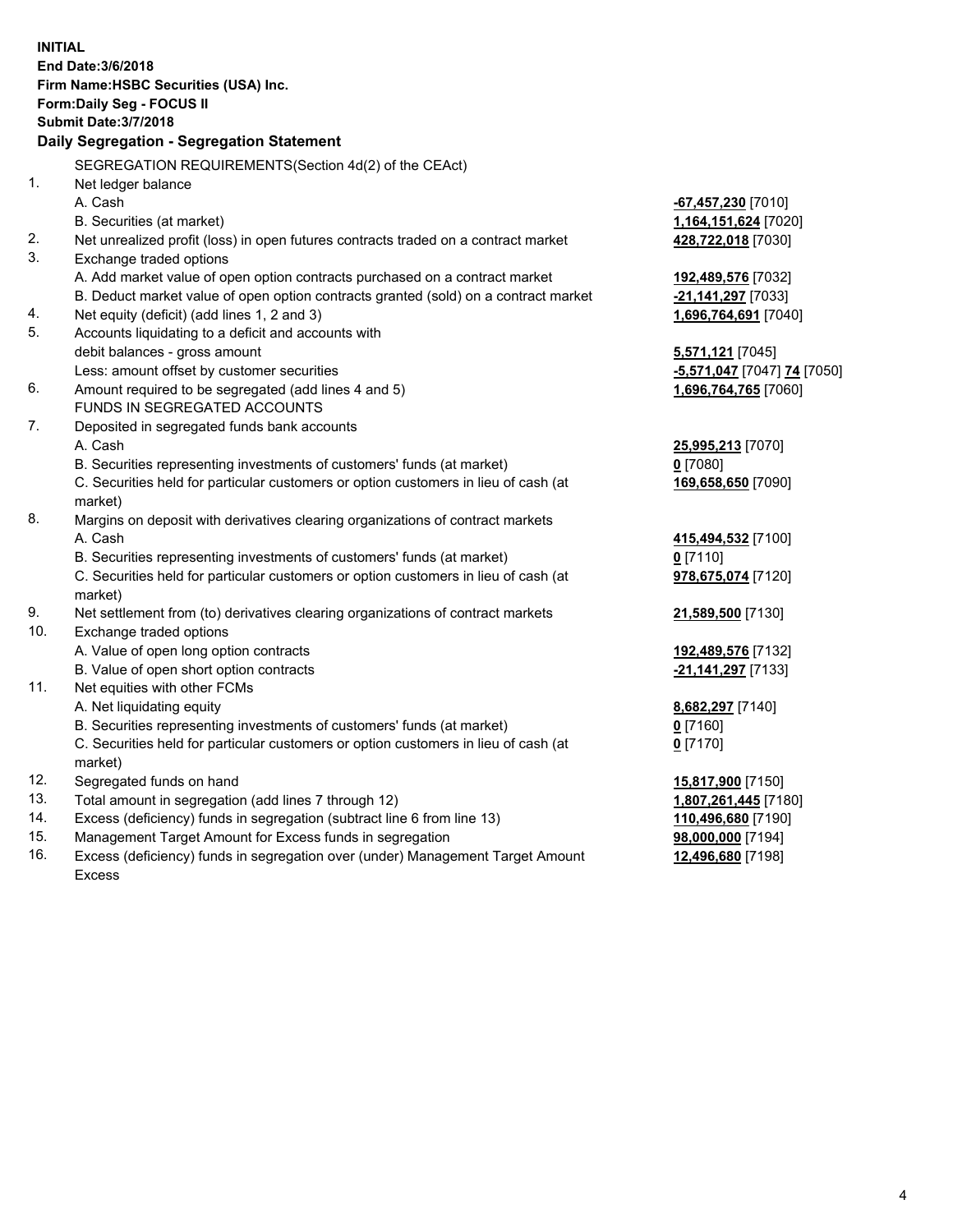**INITIAL**
**End Date:3/6/2018**
**Firm Name:HSBC Securities (USA) Inc.**
**Form:Daily Seg - FOCUS II**
**Submit Date:3/7/2018**

### Daily Segregation - Segregation Statement

| | | |
|---|---|---|
| | SEGREGATION REQUIREMENTS(Section 4d(2) of the CEAct) | |
| 1. | Net ledger balance | |
| | A. Cash | **-67,457,230** [7010] |
| | B. Securities (at market) | **1,164,151,624** [7020] |
| 2. | Net unrealized profit (loss) in open futures contracts traded on a contract market | **428,722,018** [7030] |
| 3. | Exchange traded options | |
| | A. Add market value of open option contracts purchased on a contract market | **192,489,576** [7032] |
| | B. Deduct market value of open option contracts granted (sold) on a contract market | **-21,141,297** [7033] |
| 4. | Net equity (deficit) (add lines 1, 2 and 3) | **1,696,764,691** [7040] |
| 5. | Accounts liquidating to a deficit and accounts with debit balances - gross amount | **5,571,121** [7045] |
| | Less: amount offset by customer securities | **-5,571,047** [7047] **74** [7050] |
| 6. | Amount required to be segregated (add lines 4 and 5) | **1,696,764,765** [7060] |
| | FUNDS IN SEGREGATED ACCOUNTS | |
| 7. | Deposited in segregated funds bank accounts | |
| | A. Cash | **25,995,213** [7070] |
| | B. Securities representing investments of customers' funds (at market) | **0** [7080] |
| | C. Securities held for particular customers or option customers in lieu of cash (at market) | **169,658,650** [7090] |
| 8. | Margins on deposit with derivatives clearing organizations of contract markets | |
| | A. Cash | **415,494,532** [7100] |
| | B. Securities representing investments of customers' funds (at market) | **0** [7110] |
| | C. Securities held for particular customers or option customers in lieu of cash (at market) | **978,675,074** [7120] |
| 9. | Net settlement from (to) derivatives clearing organizations of contract markets | **21,589,500** [7130] |
| 10. | Exchange traded options | |
| | A. Value of open long option contracts | **192,489,576** [7132] |
| | B. Value of open short option contracts | **-21,141,297** [7133] |
| 11. | Net equities with other FCMs | |
| | A. Net liquidating equity | **8,682,297** [7140] |
| | B. Securities representing investments of customers' funds (at market) | **0** [7160] |
| | C. Securities held for particular customers or option customers in lieu of cash (at market) | **0** [7170] |
| 12. | Segregated funds on hand | **15,817,900** [7150] |
| 13. | Total amount in segregation (add lines 7 through 12) | **1,807,261,445** [7180] |
| 14. | Excess (deficiency) funds in segregation (subtract line 6 from line 13) | **110,496,680** [7190] |
| 15. | Management Target Amount for Excess funds in segregation | **98,000,000** [7194] |
| 16. | Excess (deficiency) funds in segregation over (under) Management Target Amount Excess | **12,496,680** [7198] |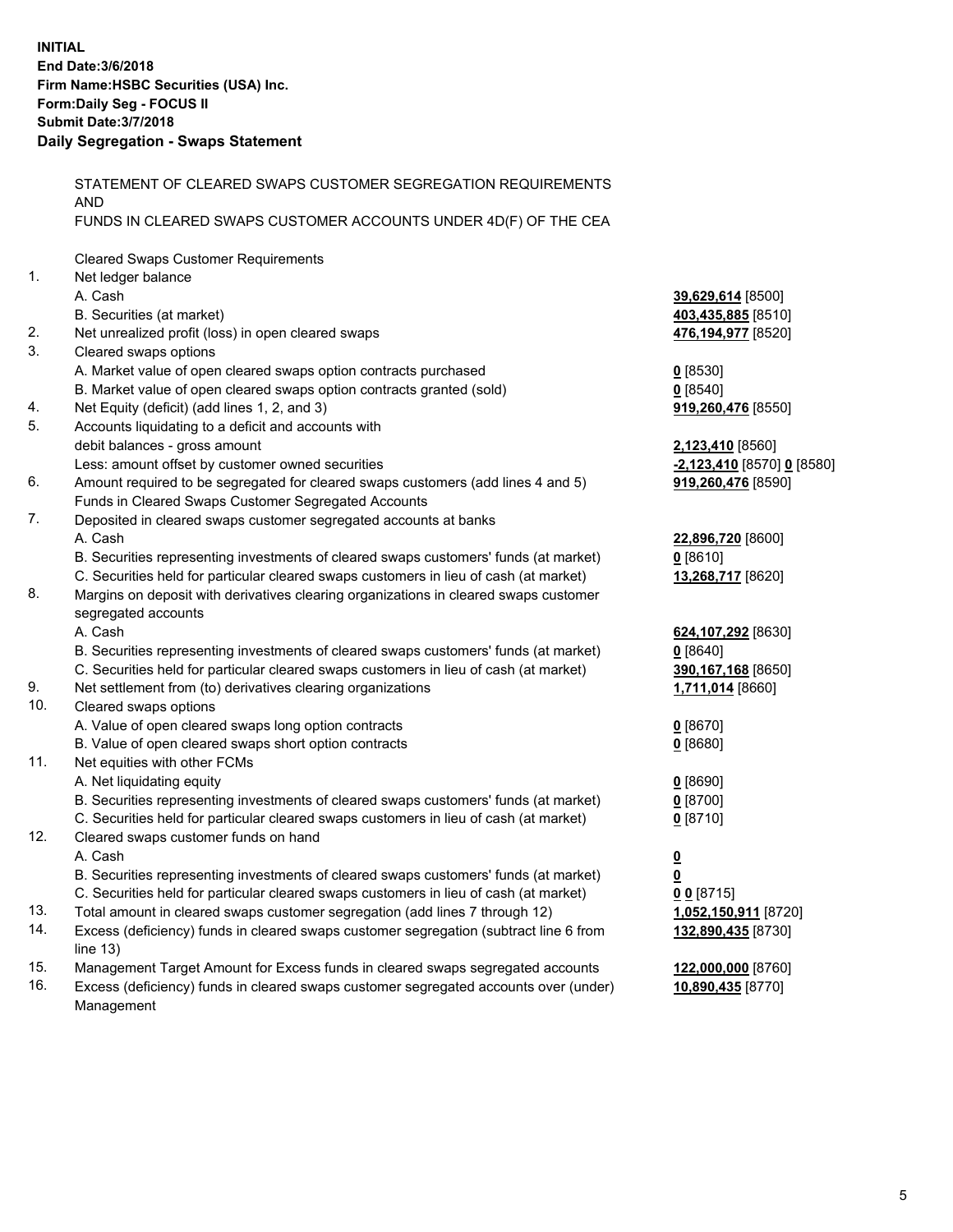**INITIAL**
**End Date:3/6/2018**
**Firm Name:HSBC Securities (USA) Inc.**
**Form:Daily Seg - FOCUS II**
**Submit Date:3/7/2018**
**Daily Segregation - Swaps Statement**

STATEMENT OF CLEARED SWAPS CUSTOMER SEGREGATION REQUIREMENTS AND FUNDS IN CLEARED SWAPS CUSTOMER ACCOUNTS UNDER 4D(F) OF THE CEA

| | | |
|---|---|---|
| | Cleared Swaps Customer Requirements | |
| 1. | Net ledger balance | |
| | A. Cash | **39,629,614** [8500] |
| | B. Securities (at market) | **403,435,885** [8510] |
| 2. | Net unrealized profit (loss) in open cleared swaps | **476,194,977** [8520] |
| 3. | Cleared swaps options | |
| | A. Market value of open cleared swaps option contracts purchased | **0** [8530] |
| | B. Market value of open cleared swaps option contracts granted (sold) | **0** [8540] |
| 4. | Net Equity (deficit) (add lines 1, 2, and 3) | **919,260,476** [8550] |
| 5. | Accounts liquidating to a deficit and accounts with debit balances - gross amount | **2,123,410** [8560] |
| | Less: amount offset by customer owned securities | **-2,123,410** [8570] **0** [8580] |
| 6. | Amount required to be segregated for cleared swaps customers (add lines 4 and 5) | **919,260,476** [8590] |
| | Funds in Cleared Swaps Customer Segregated Accounts | |
| 7. | Deposited in cleared swaps customer segregated accounts at banks | |
| | A. Cash | **22,896,720** [8600] |
| | B. Securities representing investments of cleared swaps customers' funds (at market) | **0** [8610] |
| | C. Securities held for particular cleared swaps customers in lieu of cash (at market) | **13,268,717** [8620] |
| 8. | Margins on deposit with derivatives clearing organizations in cleared swaps customer segregated accounts | |
| | A. Cash | **624,107,292** [8630] |
| | B. Securities representing investments of cleared swaps customers' funds (at market) | **0** [8640] |
| | C. Securities held for particular cleared swaps customers in lieu of cash (at market) | **390,167,168** [8650] |
| 9. | Net settlement from (to) derivatives clearing organizations | **1,711,014** [8660] |
| 10. | Cleared swaps options | |
| | A. Value of open cleared swaps long option contracts | **0** [8670] |
| | B. Value of open cleared swaps short option contracts | **0** [8680] |
| 11. | Net equities with other FCMs | |
| | A. Net liquidating equity | **0** [8690] |
| | B. Securities representing investments of cleared swaps customers' funds (at market) | **0** [8700] |
| | C. Securities held for particular cleared swaps customers in lieu of cash (at market) | **0** [8710] |
| 12. | Cleared swaps customer funds on hand | |
| | A. Cash | **0** |
| | B. Securities representing investments of cleared swaps customers' funds (at market) | **0** |
| | C. Securities held for particular cleared swaps customers in lieu of cash (at market) | **0** **0** [8715] |
| 13. | Total amount in cleared swaps customer segregation (add lines 7 through 12) | **1,052,150,911** [8720] |
| 14. | Excess (deficiency) funds in cleared swaps customer segregation (subtract line 6 from line 13) | **132,890,435** [8730] |
| 15. | Management Target Amount for Excess funds in cleared swaps segregated accounts | **122,000,000** [8760] |
| 16. | Excess (deficiency) funds in cleared swaps customer segregated accounts over (under) Management | **10,890,435** [8770] |